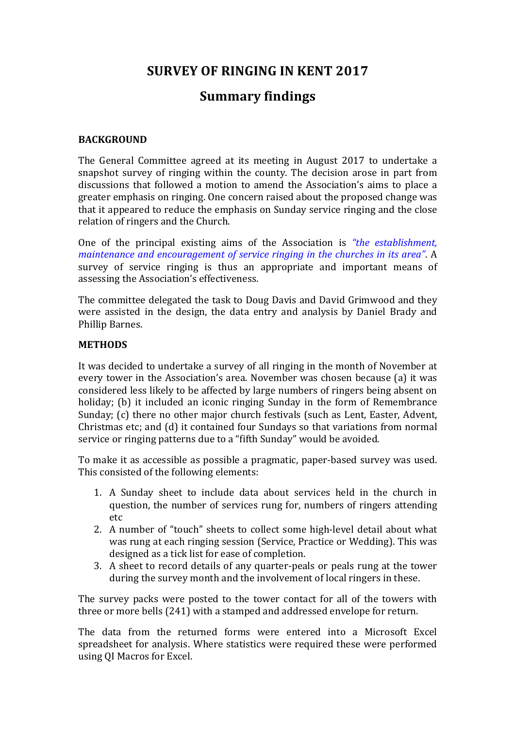# SURVEY OF RINGING IN KENT 2017

## Summary findings

### BACKGROUND

The General Committee agreed at its meeting in August 2017 to undertake a snapshot survey of ringing within the county. The decision arose in part from discussions that followed a motion to amend the Association's aims to place a greater emphasis on ringing. One concern raised about the proposed change was that it appeared to reduce the emphasis on Sunday service ringing and the close relation of ringers and the Church.

One of the principal existing aims of the Association is *"the establishment, maintenance and encouragement of service ringing in the churches in its area"*. A survey of service ringing is thus an appropriate and important means of assessing the Association's effectiveness.

The committee delegated the task to Doug Davis and David Grimwood and they were assisted in the design, the data entry and analysis by Daniel Brady and Phillip Barnes.

### METHODS

It was decided to undertake a survey of all ringing in the month of November at every tower in the Association's area. November was chosen because (a) it was considered less likely to be affected by large numbers of ringers being absent on holiday; (b) it included an iconic ringing Sunday in the form of Remembrance Sunday; (c) there no other major church festivals (such as Lent, Easter, Advent, Christmas etc; and (d) it contained four Sundays so that variations from normal service or ringing patterns due to a "fifth Sunday" would be avoided.

To make it as accessible as possible a pragmatic, paper-based survey was used. This consisted of the following elements:

1. A Sunday sheet to include data about services held in the church in question, the number of services rung for, numbers of ringers attending etc
2. A number of "touch" sheets to collect some high-level detail about what was rung at each ringing session (Service, Practice or Wedding). This was designed as a tick list for ease of completion.
3. A sheet to record details of any quarter-peals or peals rung at the tower during the survey month and the involvement of local ringers in these.

The survey packs were posted to the tower contact for all of the towers with three or more bells (241) with a stamped and addressed envelope for return.

The data from the returned forms were entered into a Microsoft Excel spreadsheet for analysis. Where statistics were required these were performed using QI Macros for Excel.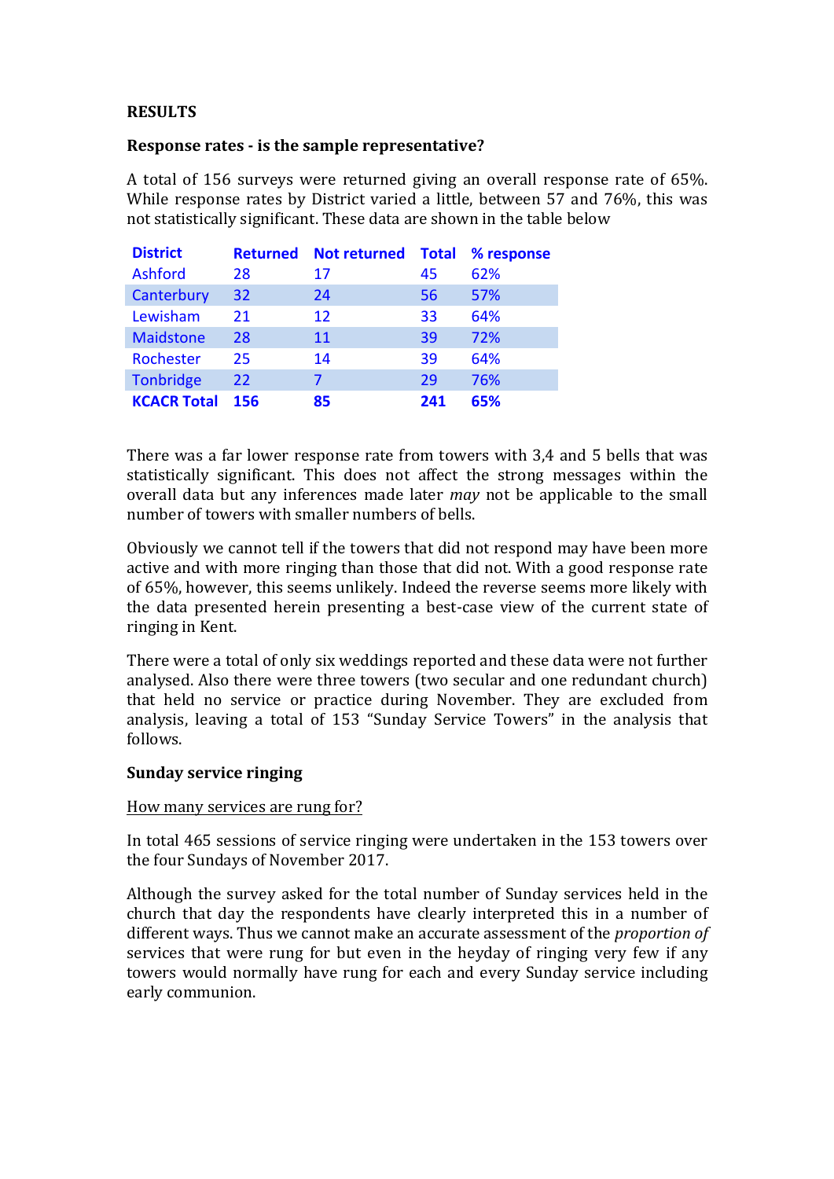**RESULTS**

**Response rates - is the sample representative?**

A total of 156 surveys were returned giving an overall response rate of 65%. While response rates by District varied a little, between 57 and 76%, this was not statistically significant. These data are shown in the table below

| District | Returned | Not returned | Total | % response |
|---|---|---|---|---|
| Ashford | 28 | 17 | 45 | 62% |
| Canterbury | 32 | 24 | 56 | 57% |
| Lewisham | 21 | 12 | 33 | 64% |
| Maidstone | 28 | 11 | 39 | 72% |
| Rochester | 25 | 14 | 39 | 64% |
| Tonbridge | 22 | 7 | 29 | 76% |
| **KCACR Total** | **156** | **85** | **241** | **65%** |

There was a far lower response rate from towers with 3,4 and 5 bells that was statistically significant. This does not affect the strong messages within the overall data but any inferences made later *may* not be applicable to the small number of towers with smaller numbers of bells.

Obviously we cannot tell if the towers that did not respond may have been more active and with more ringing than those that did not. With a good response rate of 65%, however, this seems unlikely. Indeed the reverse seems more likely with the data presented herein presenting a best-case view of the current state of ringing in Kent.

There were a total of only six weddings reported and these data were not further analysed. Also there were three towers (two secular and one redundant church) that held no service or practice during November. They are excluded from analysis, leaving a total of 153 "Sunday Service Towers" in the analysis that follows.

**Sunday service ringing**

How many services are rung for?

In total 465 sessions of service ringing were undertaken in the 153 towers over the four Sundays of November 2017.

Although the survey asked for the total number of Sunday services held in the church that day the respondents have clearly interpreted this in a number of different ways. Thus we cannot make an accurate assessment of the *proportion of* services that were rung for but even in the heyday of ringing very few if any towers would normally have rung for each and every Sunday service including early communion.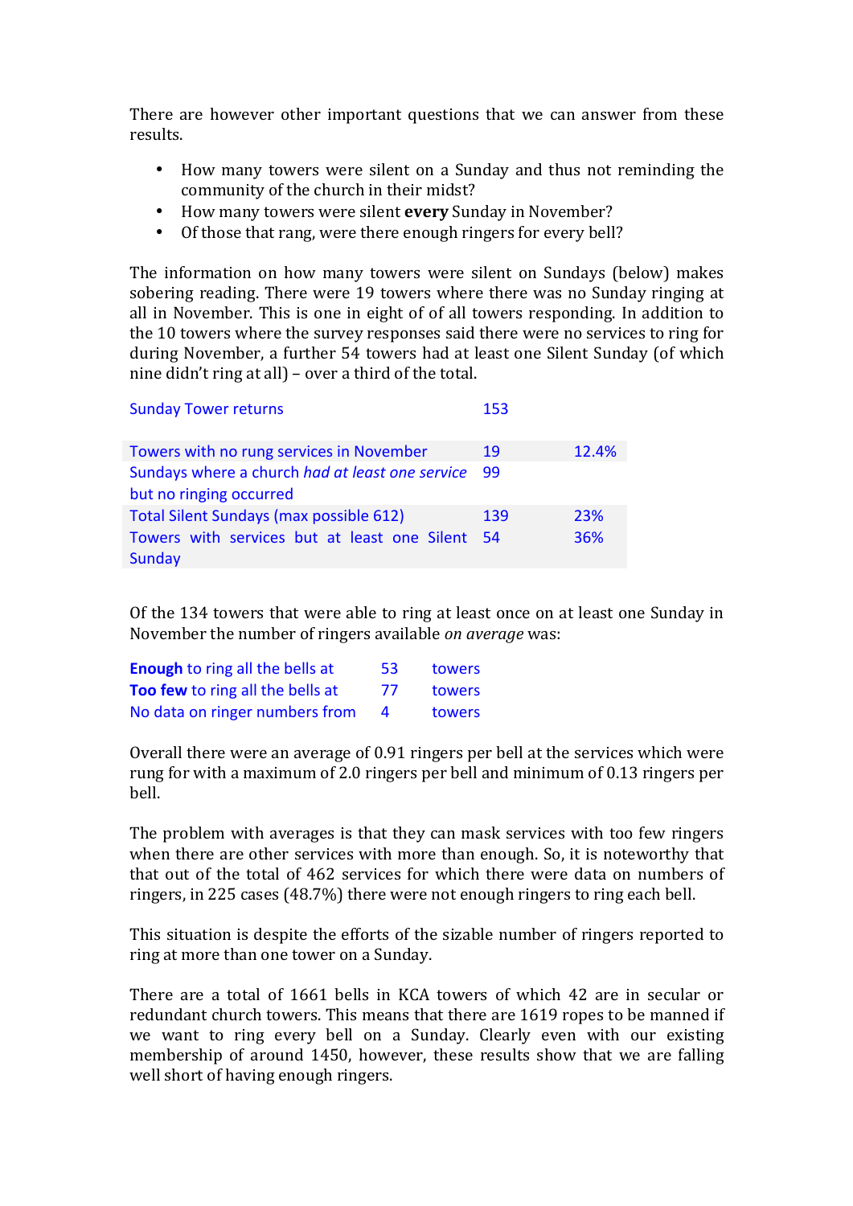There are however other important questions that we can answer from these results.

- How many towers were silent on a Sunday and thus not reminding the community of the church in their midst?
- How many towers were silent **every** Sunday in November?
- Of those that rang, were there enough ringers for every bell?

The information on how many towers were silent on Sundays (below) makes sobering reading. There were 19 towers where there was no Sunday ringing at all in November. This is one in eight of of all towers responding. In addition to the 10 towers where the survey responses said there were no services to ring for during November, a further 54 towers had at least one Silent Sunday (of which nine didn't ring at all) – over a third of the total.

| Sunday Tower returns | 153 | |
|---|---|---|
| Towers with no rung services in November | 19 | 12.4% |
| Sundays where a church *had at least one service* but no ringing occurred | 99 | |
| Total Silent Sundays (max possible 612) | 139 | 23% |
| Towers with services but at least one Silent Sunday | 54 | 36% |

Of the 134 towers that were able to ring at least once on at least one Sunday in November the number of ringers available *on average* was:

| | | |
|---|---|---|
| **Enough** to ring all the bells at | 53 | towers |
| **Too few** to ring all the bells at | 77 | towers |
| No data on ringer numbers from | 4 | towers |

Overall there were an average of 0.91 ringers per bell at the services which were rung for with a maximum of 2.0 ringers per bell and minimum of 0.13 ringers per bell.

The problem with averages is that they can mask services with too few ringers when there are other services with more than enough. So, it is noteworthy that that out of the total of 462 services for which there were data on numbers of ringers, in 225 cases (48.7%) there were not enough ringers to ring each bell.

This situation is despite the efforts of the sizable number of ringers reported to ring at more than one tower on a Sunday.

There are a total of 1661 bells in KCA towers of which 42 are in secular or redundant church towers. This means that there are 1619 ropes to be manned if we want to ring every bell on a Sunday. Clearly even with our existing membership of around 1450, however, these results show that we are falling well short of having enough ringers.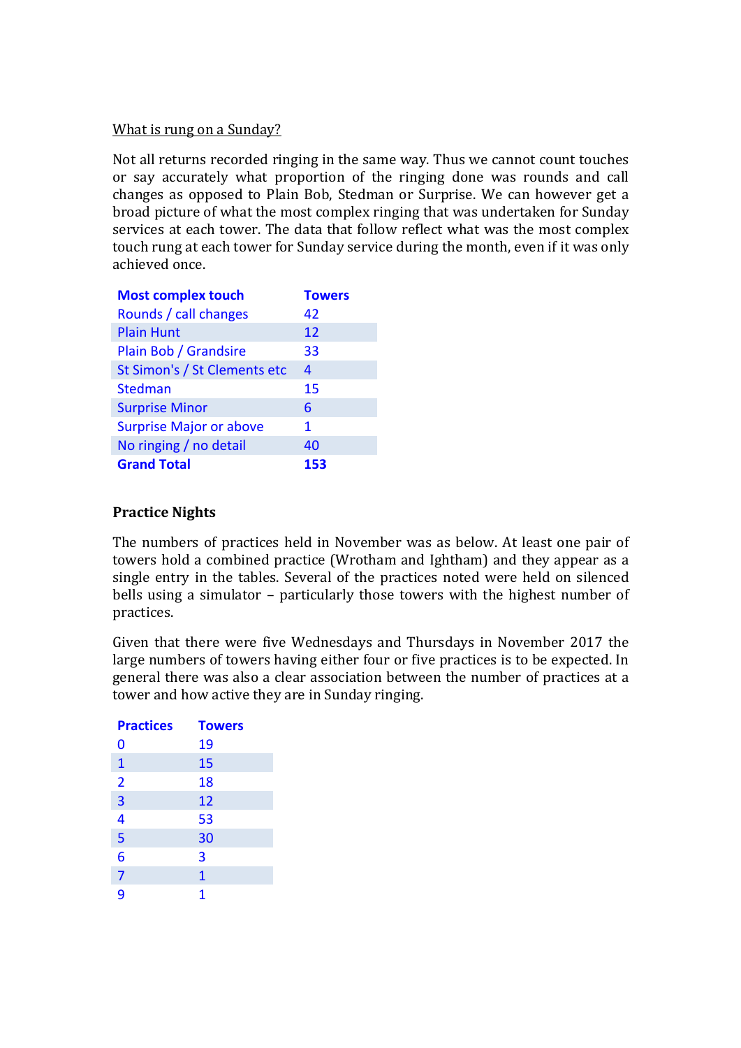What is rung on a Sunday?

Not all returns recorded ringing in the same way. Thus we cannot count touches or say accurately what proportion of the ringing done was rounds and call changes as opposed to Plain Bob, Stedman or Surprise. We can however get a broad picture of what the most complex ringing that was undertaken for Sunday services at each tower. The data that follow reflect what was the most complex touch rung at each tower for Sunday service during the month, even if it was only achieved once.

| Most complex touch | Towers |
|---|---|
| Rounds / call changes | 42 |
| Plain Hunt | 12 |
| Plain Bob / Grandsire | 33 |
| St Simon's / St Clements etc | 4 |
| Stedman | 15 |
| Surprise Minor | 6 |
| Surprise Major or above | 1 |
| No ringing / no detail | 40 |
| **Grand Total** | **153** |

## Practice Nights

The numbers of practices held in November was as below. At least one pair of towers hold a combined practice (Wrotham and Ightham) and they appear as a single entry in the tables. Several of the practices noted were held on silenced bells using a simulator – particularly those towers with the highest number of practices.

Given that there were five Wednesdays and Thursdays in November 2017 the large numbers of towers having either four or five practices is to be expected. In general there was also a clear association between the number of practices at a tower and how active they are in Sunday ringing.

| Practices | Towers |
|---|---|
| 0 | 19 |
| 1 | 15 |
| 2 | 18 |
| 3 | 12 |
| 4 | 53 |
| 5 | 30 |
| 6 | 3 |
| 7 | 1 |
| 9 | 1 |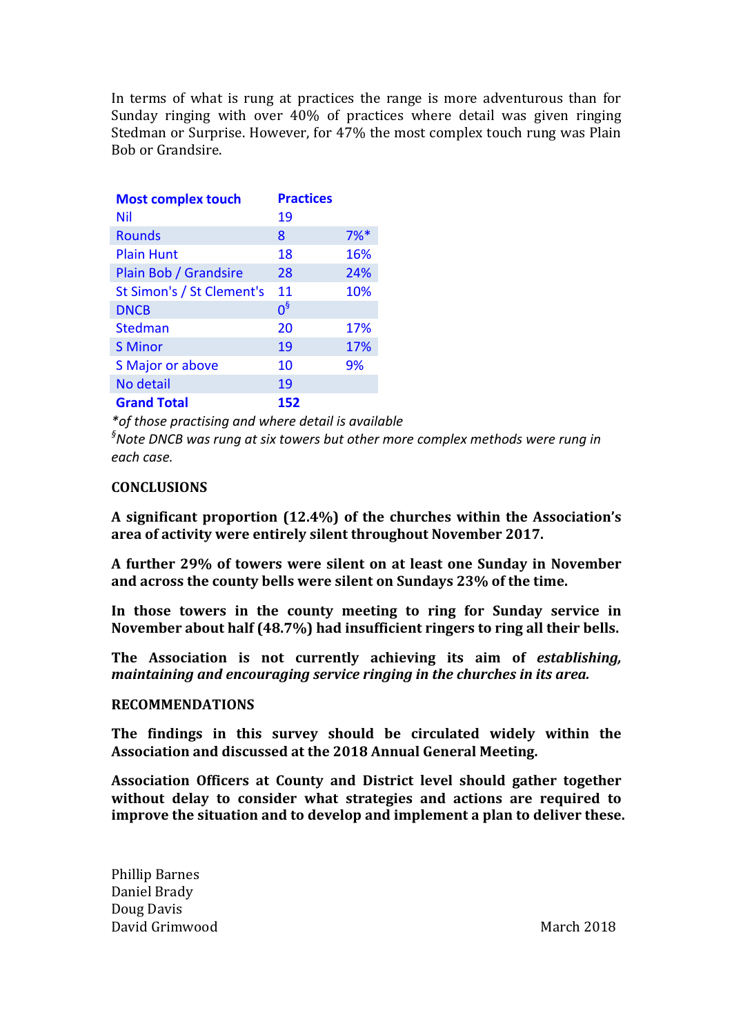In terms of what is rung at practices the range is more adventurous than for Sunday ringing with over 40% of practices where detail was given ringing Stedman or Surprise. However, for 47% the most complex touch rung was Plain Bob or Grandsire.

| Most complex touch | Practices | |
|---|---|---|
| Nil | 19 | |
| Rounds | 8 | 7%* |
| Plain Hunt | 18 | 16% |
| Plain Bob / Grandsire | 28 | 24% |
| St Simon's / St Clement's | 11 | 10% |
| DNCB | 0§ | |
| Stedman | 20 | 17% |
| S Minor | 19 | 17% |
| S Major or above | 10 | 9% |
| No detail | 19 | |
| **Grand Total** | **152** | |

*\*of those practising and where detail is available*

*§Note DNCB was rung at six towers but other more complex methods were rung in each case.*

## CONCLUSIONS

**A significant proportion (12.4%) of the churches within the Association's area of activity were entirely silent throughout November 2017.**

**A further 29% of towers were silent on at least one Sunday in November and across the county bells were silent on Sundays 23% of the time.**

**In those towers in the county meeting to ring for Sunday service in November about half (48.7%) had insufficient ringers to ring all their bells.**

**The Association is not currently achieving its aim of *establishing, maintaining and encouraging service ringing in the churches in its area.***

## RECOMMENDATIONS

**The findings in this survey should be circulated widely within the Association and discussed at the 2018 Annual General Meeting.**

**Association Officers at County and District level should gather together without delay to consider what strategies and actions are required to improve the situation and to develop and implement a plan to deliver these.**

Phillip Barnes
Daniel Brady
Doug Davis
David Grimwood

March 2018